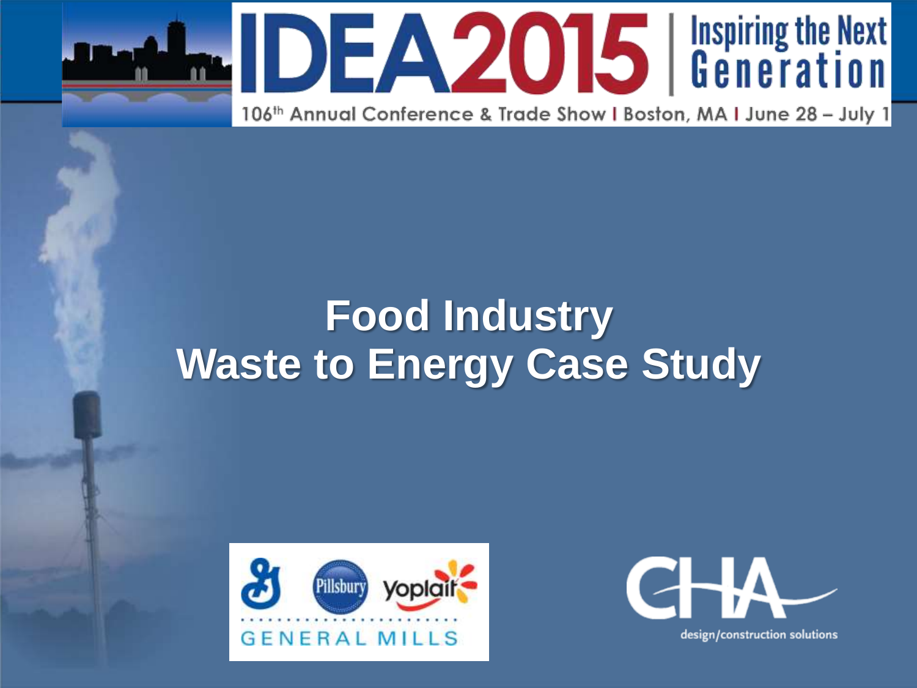IDEA2015 | Inspiring the Next Generation

106th Annual Conference & Trade Show | Boston, MA | June 28 – July 1

# Food Industry
# Waste to Energy Case Study

General Mills — Pillsbury — Yoplait

CHA design/construction solutions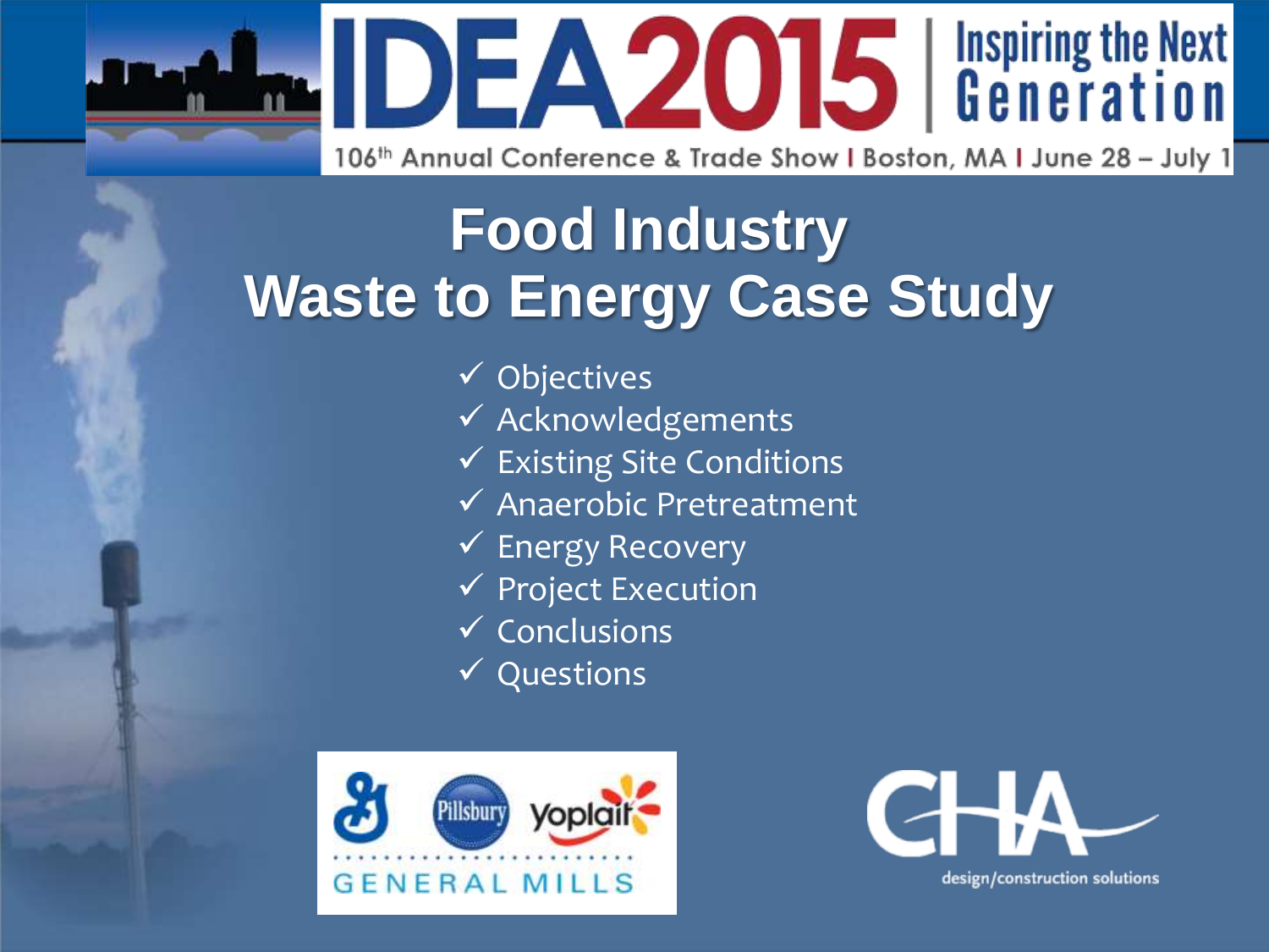# IDEA2015 | Inspiring the Next Generation

106th Annual Conference & Trade Show | Boston, MA | June 28 – July 1

## Food Industry Waste to Energy Case Study

- ✓ Objectives
- ✓ Acknowledgements
- ✓ Existing Site Conditions
- ✓ Anaerobic Pretreatment
- ✓ Energy Recovery
- ✓ Project Execution
- ✓ Conclusions
- ✓ Questions

GENERAL MILLS — Pillsbury — yoplait

CHA design/construction solutions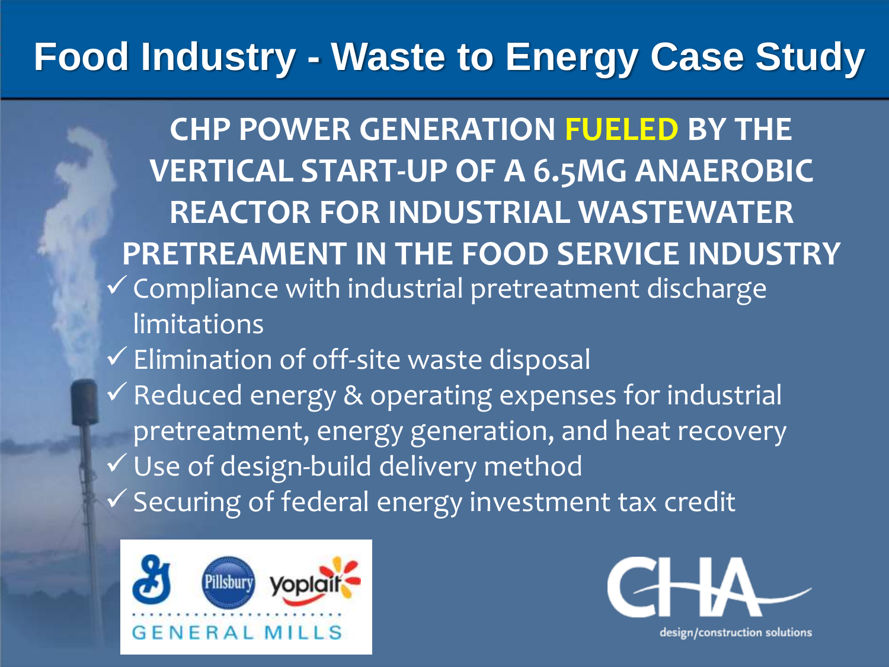# Food Industry - Waste to Energy Case Study

## CHP POWER GENERATION FUELED BY THE VERTICAL START-UP OF A 6.5MG ANAEROBIC REACTOR FOR INDUSTRIAL WASTEWATER PRETREAMENT IN THE FOOD SERVICE INDUSTRY

- ✓ Compliance with industrial pretreatment discharge limitations
- ✓ Elimination of off-site waste disposal
- ✓ Reduced energy & operating expenses for industrial pretreatment, energy generation, and heat recovery
- ✓ Use of design-build delivery method
- ✓ Securing of federal energy investment tax credit

Pillsbury yoplait GENERAL MILLS

CHA design/construction solutions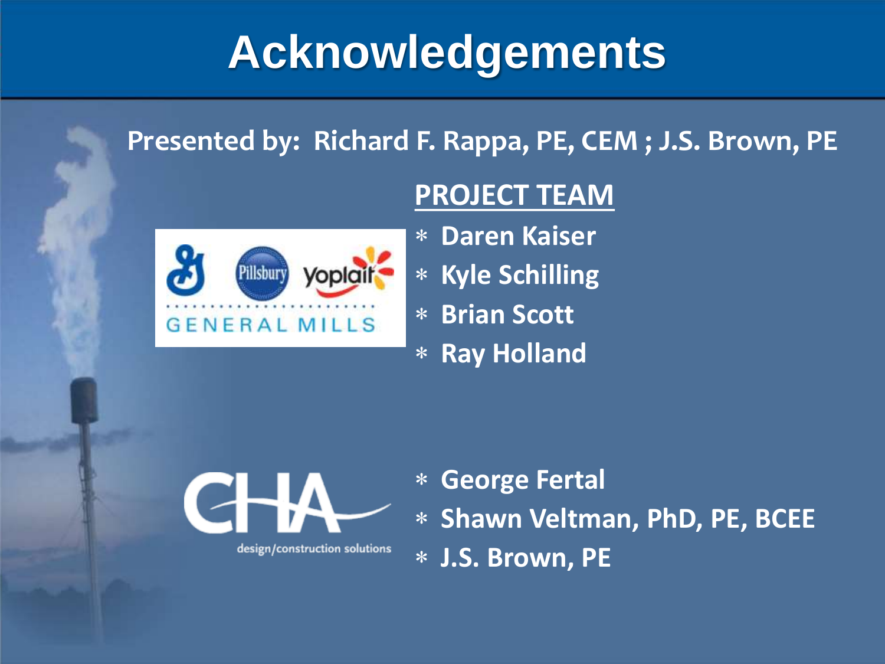# Acknowledgements

**Presented by: Richard F. Rappa, PE, CEM ; J.S. Brown, PE**

**PROJECT TEAM**

- Daren Kaiser
- Kyle Schilling
- Brian Scott
- Ray Holland

- George Fertal
- Shawn Veltman, PhD, PE, BCEE
- J.S. Brown, PE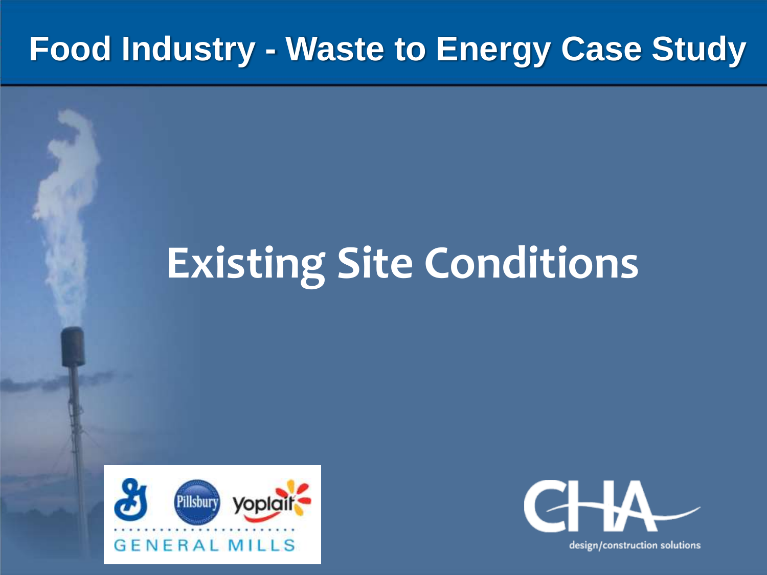# Food Industry - Waste to Energy Case Study

## Existing Site Conditions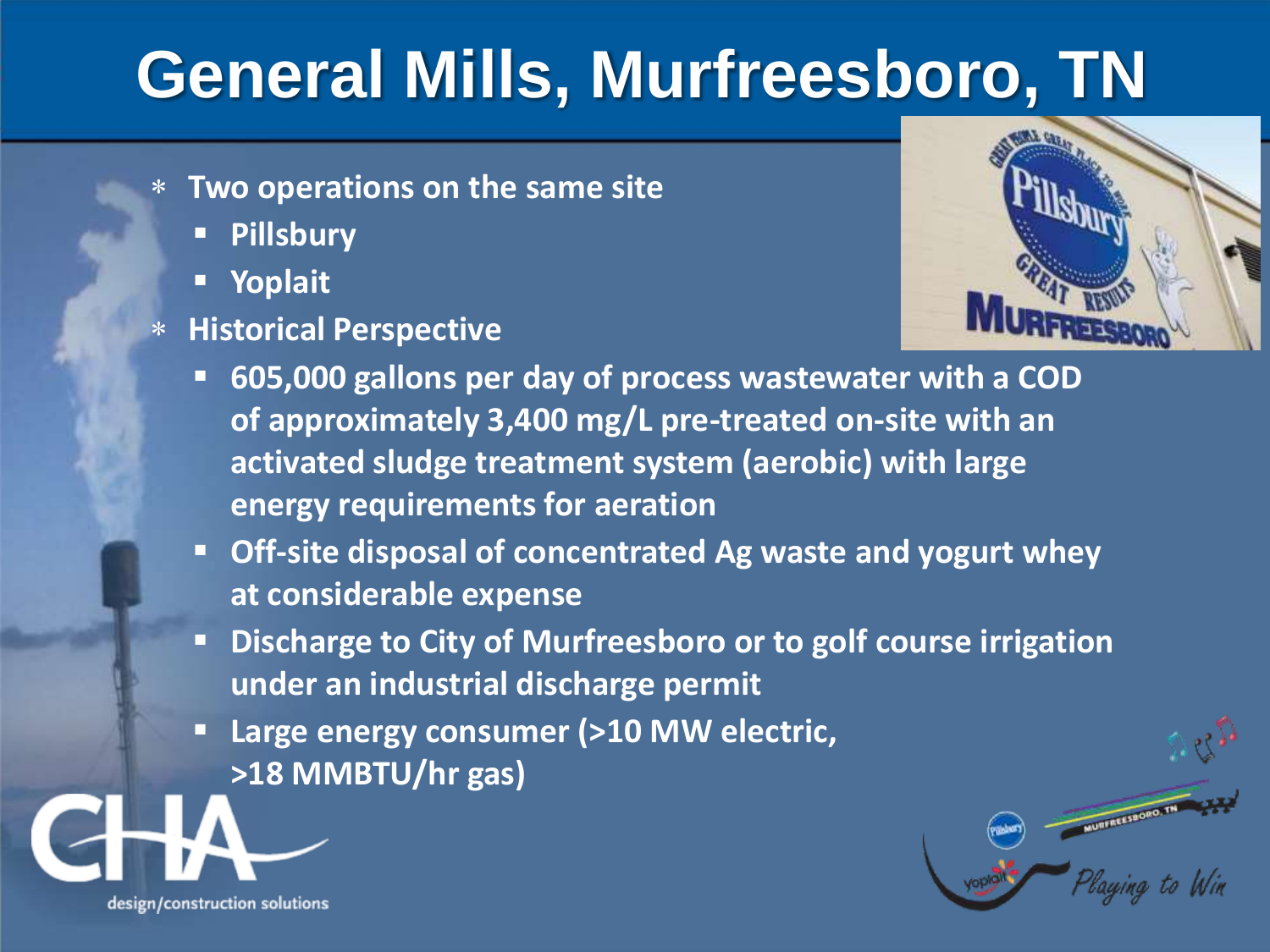# General Mills, Murfreesboro, TN

- **Two operations on the same site**
  - **Pillsbury**
  - **Yoplait**
- **Historical Perspective**
  - **605,000 gallons per day of process wastewater with a COD of approximately 3,400 mg/L pre-treated on-site with an activated sludge treatment system (aerobic) with large energy requirements for aeration**
  - **Off-site disposal of concentrated Ag waste and yogurt whey at considerable expense**
  - **Discharge to City of Murfreesboro or to golf course irrigation under an industrial discharge permit**
  - **Large energy consumer (>10 MW electric, >18 MMBTU/hr gas)**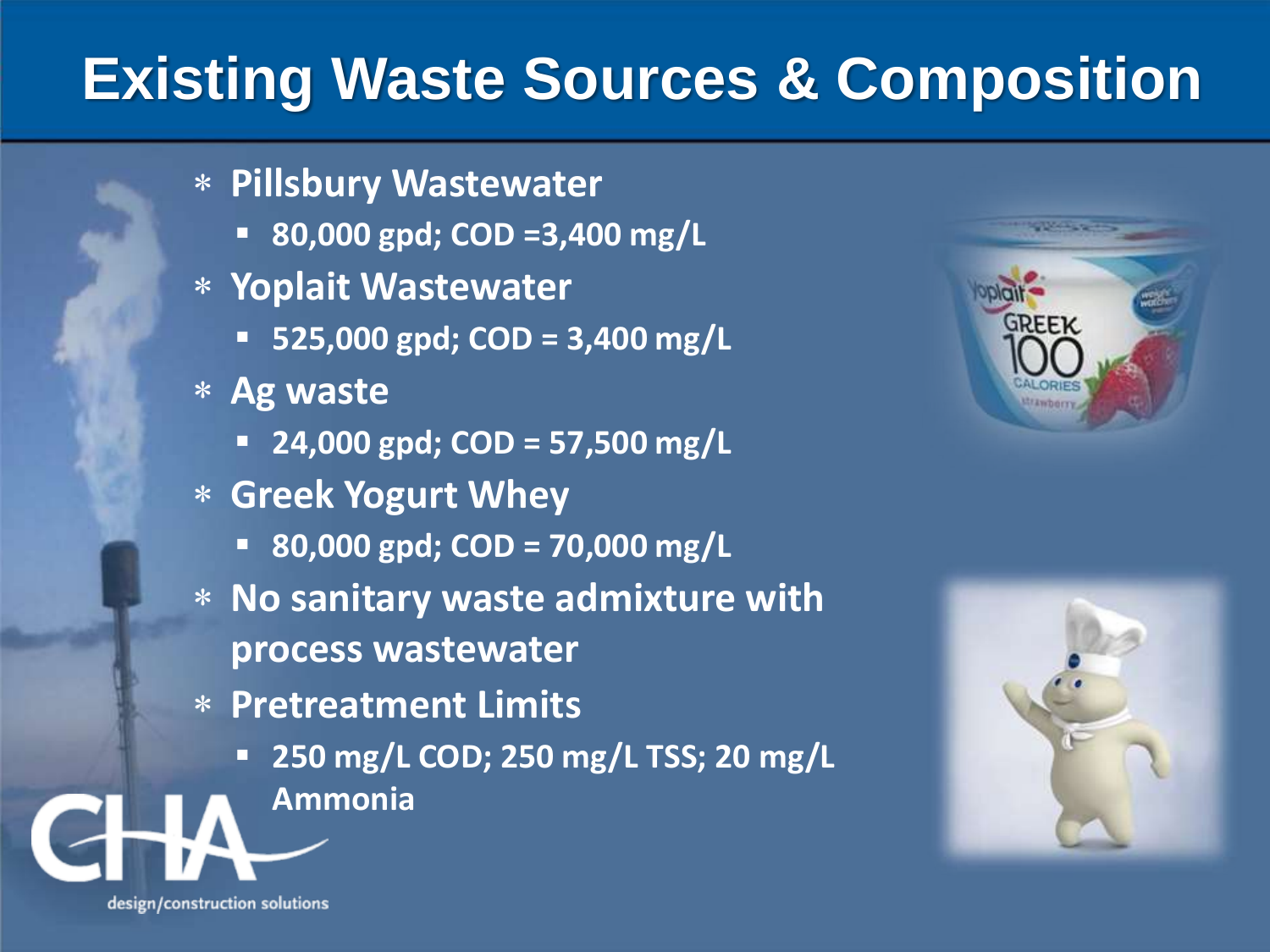# Existing Waste Sources & Composition

- Pillsbury Wastewater
  - 80,000 gpd; COD =3,400 mg/L
- Yoplait Wastewater
  - 525,000 gpd; COD = 3,400 mg/L
- Ag waste
  - 24,000 gpd; COD = 57,500 mg/L
- Greek Yogurt Whey
  - 80,000 gpd; COD = 70,000 mg/L
- No sanitary waste admixture with process wastewater
- Pretreatment Limits
  - 250 mg/L COD; 250 mg/L TSS; 20 mg/L Ammonia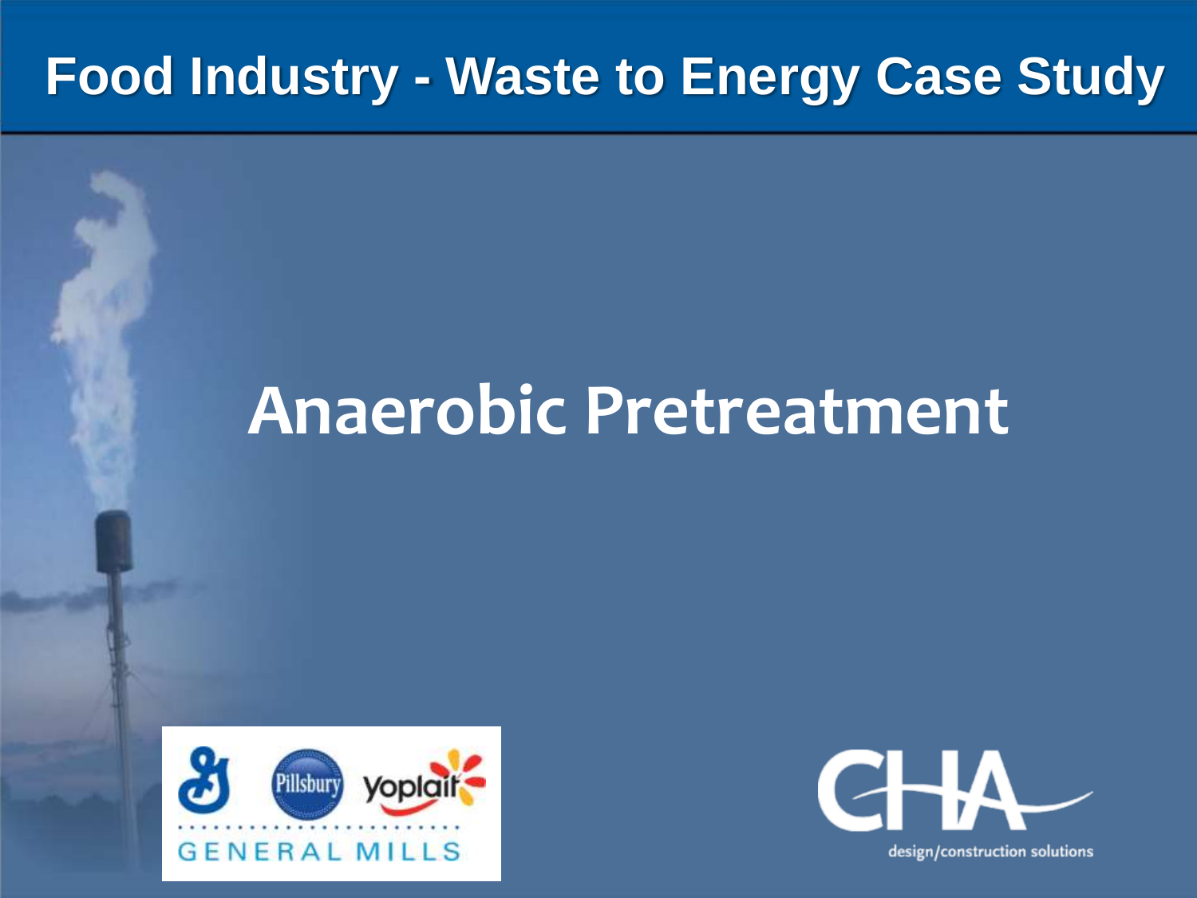# Food Industry - Waste to Energy Case Study

## Anaerobic Pretreatment

Pillsbury yoplait

GENERAL MILLS

CHA

design/construction solutions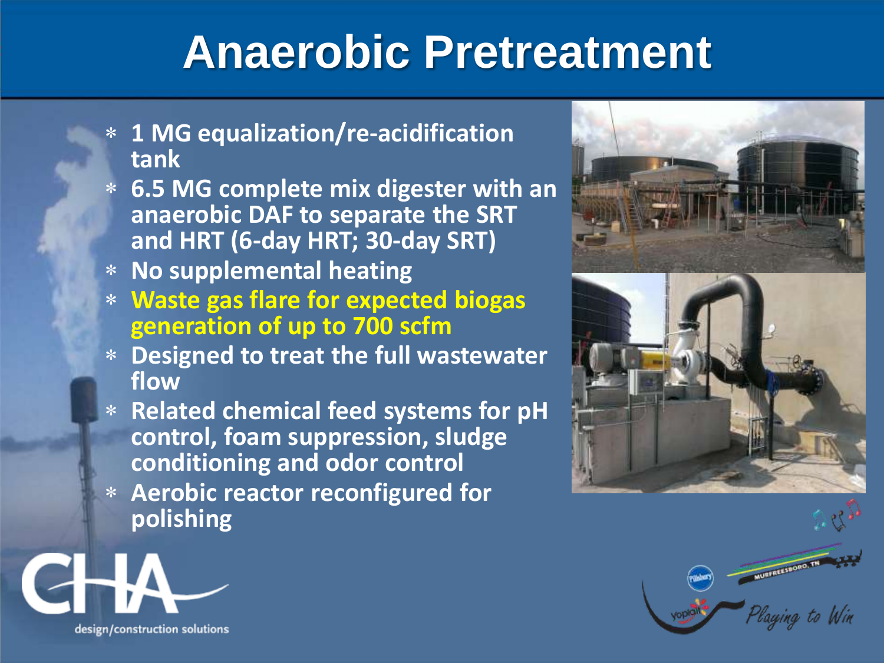# Anaerobic Pretreatment

- 1 MG equalization/re-acidification tank
- 6.5 MG complete mix digester with an anaerobic DAF to separate the SRT and HRT (6-day HRT; 30-day SRT)
- No supplemental heating
- Waste gas flare for expected biogas generation of up to 700 scfm
- Designed to treat the full wastewater flow
- Related chemical feed systems for pH control, foam suppression, sludge conditioning and odor control
- Aerobic reactor reconfigured for polishing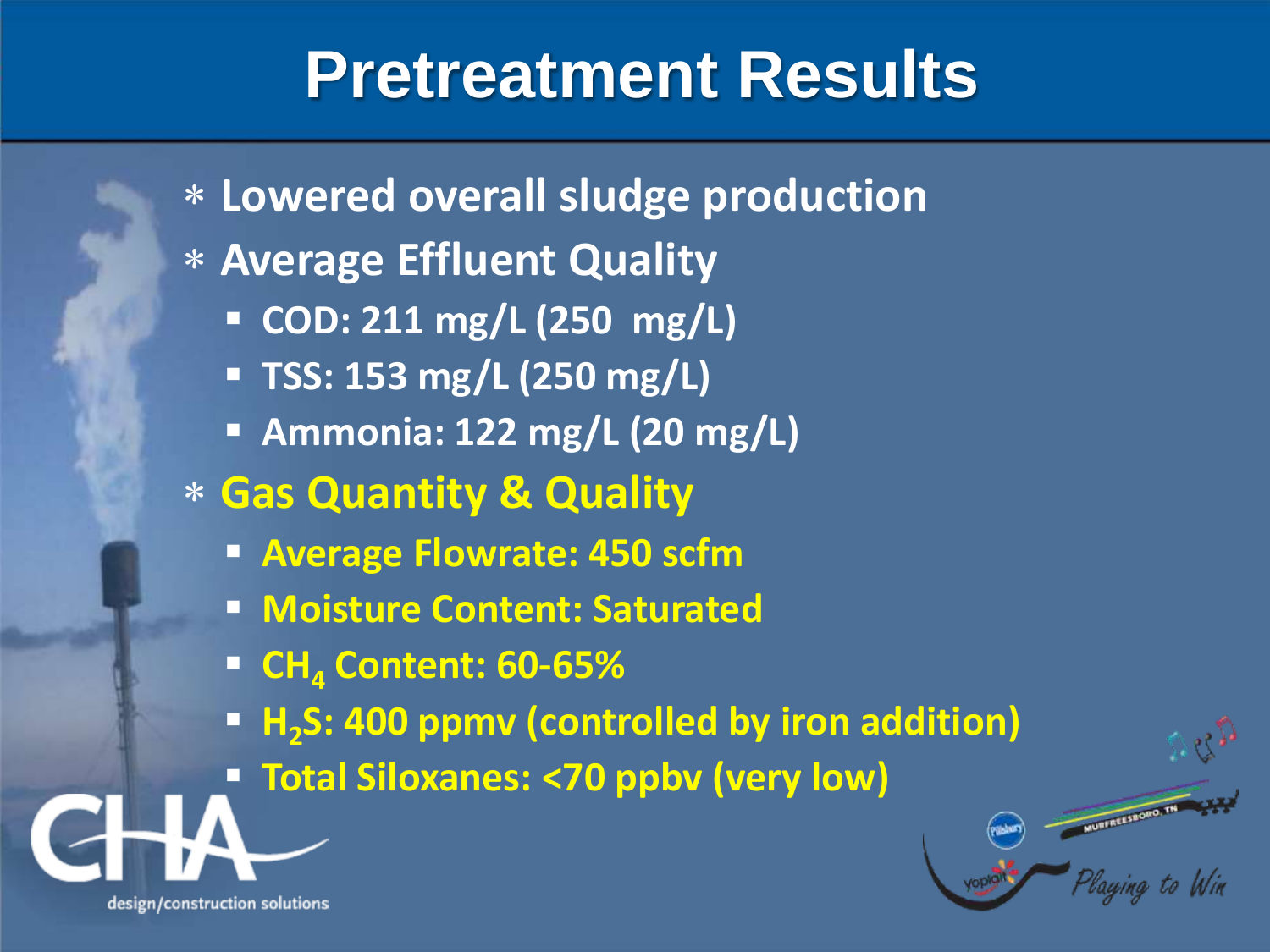# Pretreatment Results

- Lowered overall sludge production
- Average Effluent Quality
  - COD: 211 mg/L (250  mg/L)
  - TSS: 153 mg/L (250 mg/L)
  - Ammonia: 122 mg/L (20 mg/L)
- Gas Quantity & Quality
  - Average Flowrate: 450 scfm
  - Moisture Content: Saturated
  - $CH_4$ Content: 60-65%
  - $H_2S$: 400 ppmv (controlled by iron addition)
  - Total Siloxanes: <70 ppbv (very low)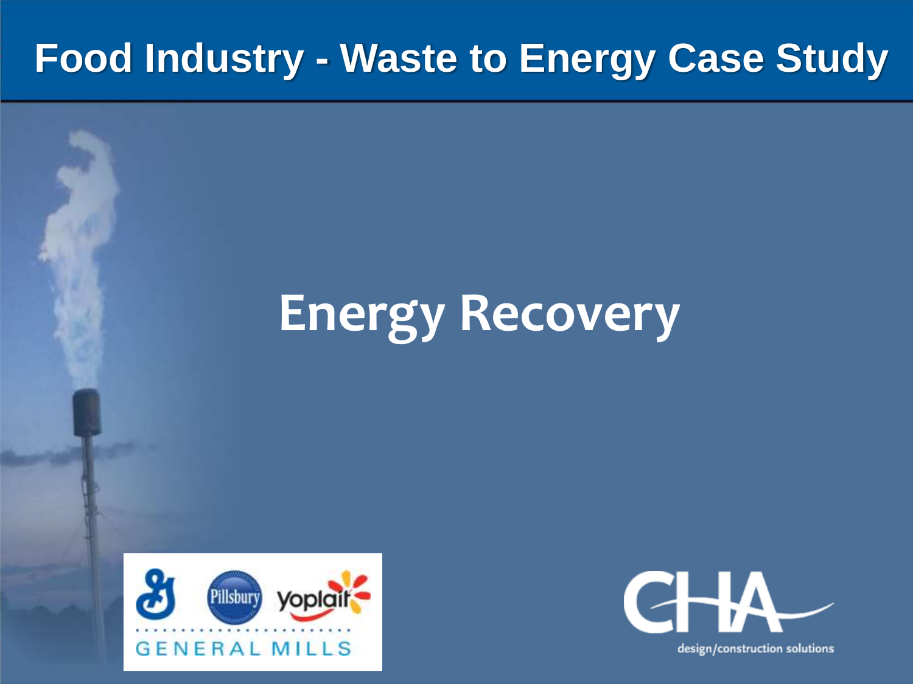# Food Industry - Waste to Energy Case Study

## Energy Recovery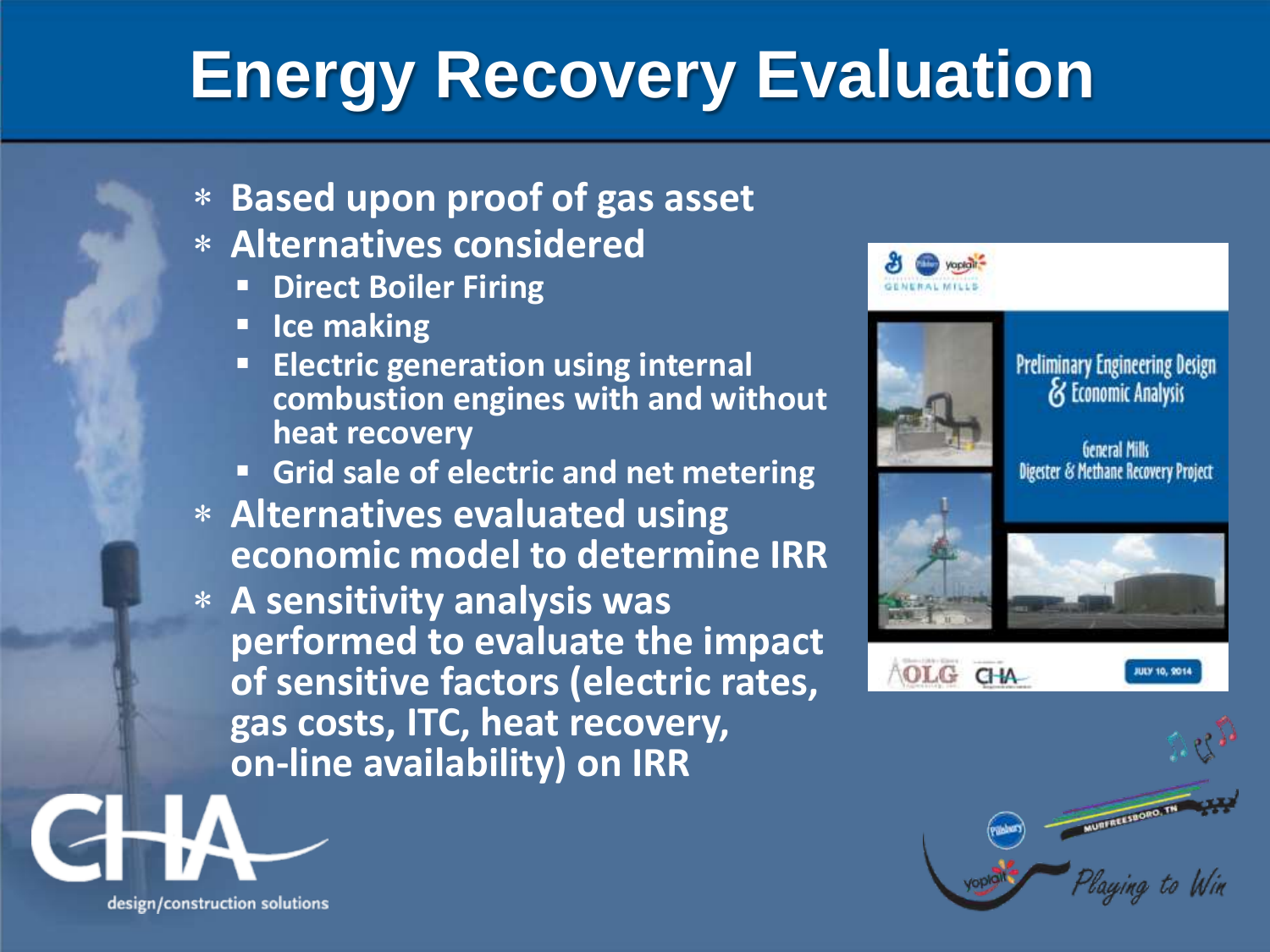# Energy Recovery Evaluation

- Based upon proof of gas asset
- Alternatives considered
  - Direct Boiler Firing
  - Ice making
  - Electric generation using internal combustion engines with and without heat recovery
  - Grid sale of electric and net metering
- Alternatives evaluated using economic model to determine IRR
- A sensitivity analysis was performed to evaluate the impact of sensitive factors (electric rates, gas costs, ITC, heat recovery, on-line availability) on IRR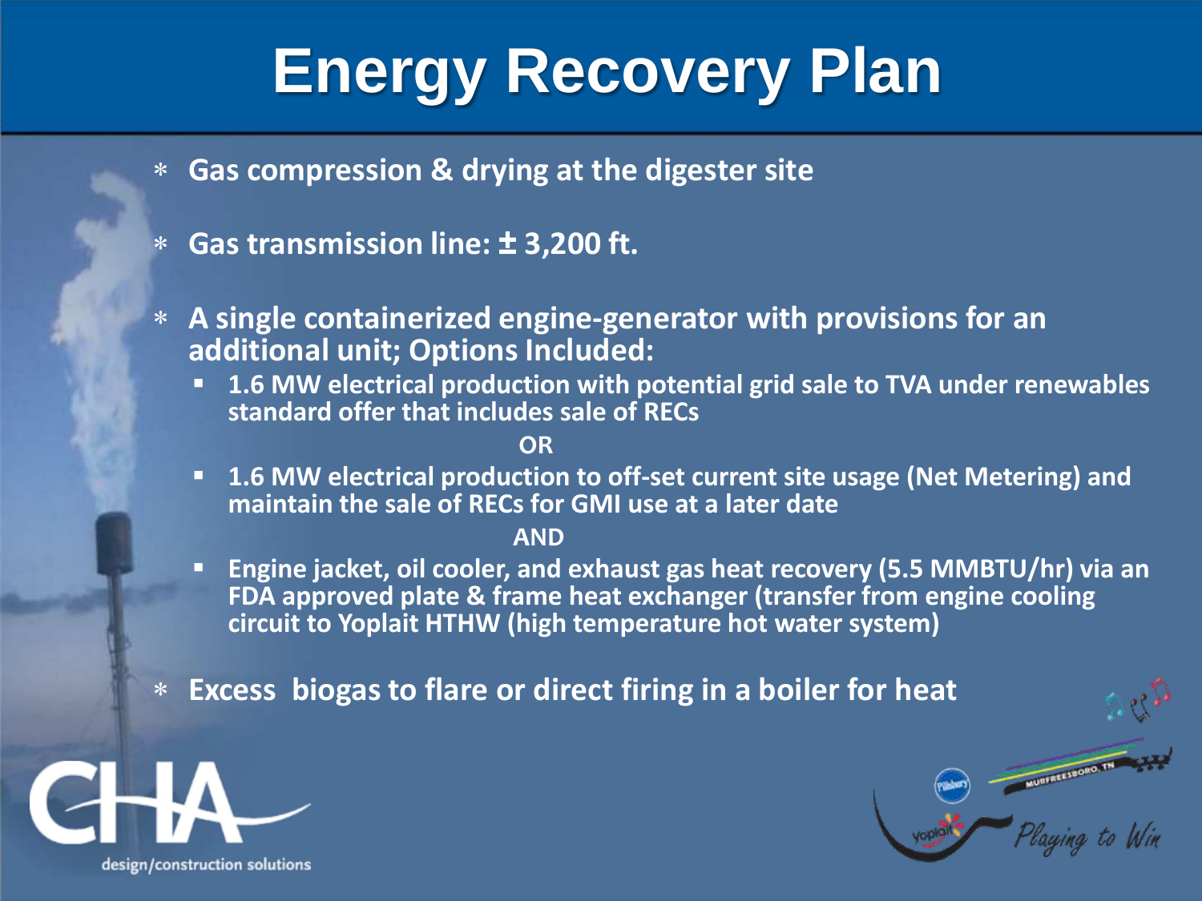# Energy Recovery Plan

- Gas compression & drying at the digester site
- Gas transmission line: ± 3,200 ft.
- A single containerized engine-generator with provisions for an additional unit; Options Included:
  - 1.6 MW electrical production with potential grid sale to TVA under renewables standard offer that includes sale of RECs

    OR
  - 1.6 MW electrical production to off-set current site usage (Net Metering) and maintain the sale of RECs for GMI use at a later date

    AND
  - Engine jacket, oil cooler, and exhaust gas heat recovery (5.5 MMBTU/hr) via an FDA approved plate & frame heat exchanger (transfer from engine cooling circuit to Yoplait HTHW (high temperature hot water system)
- Excess biogas to flare or direct firing in a boiler for heat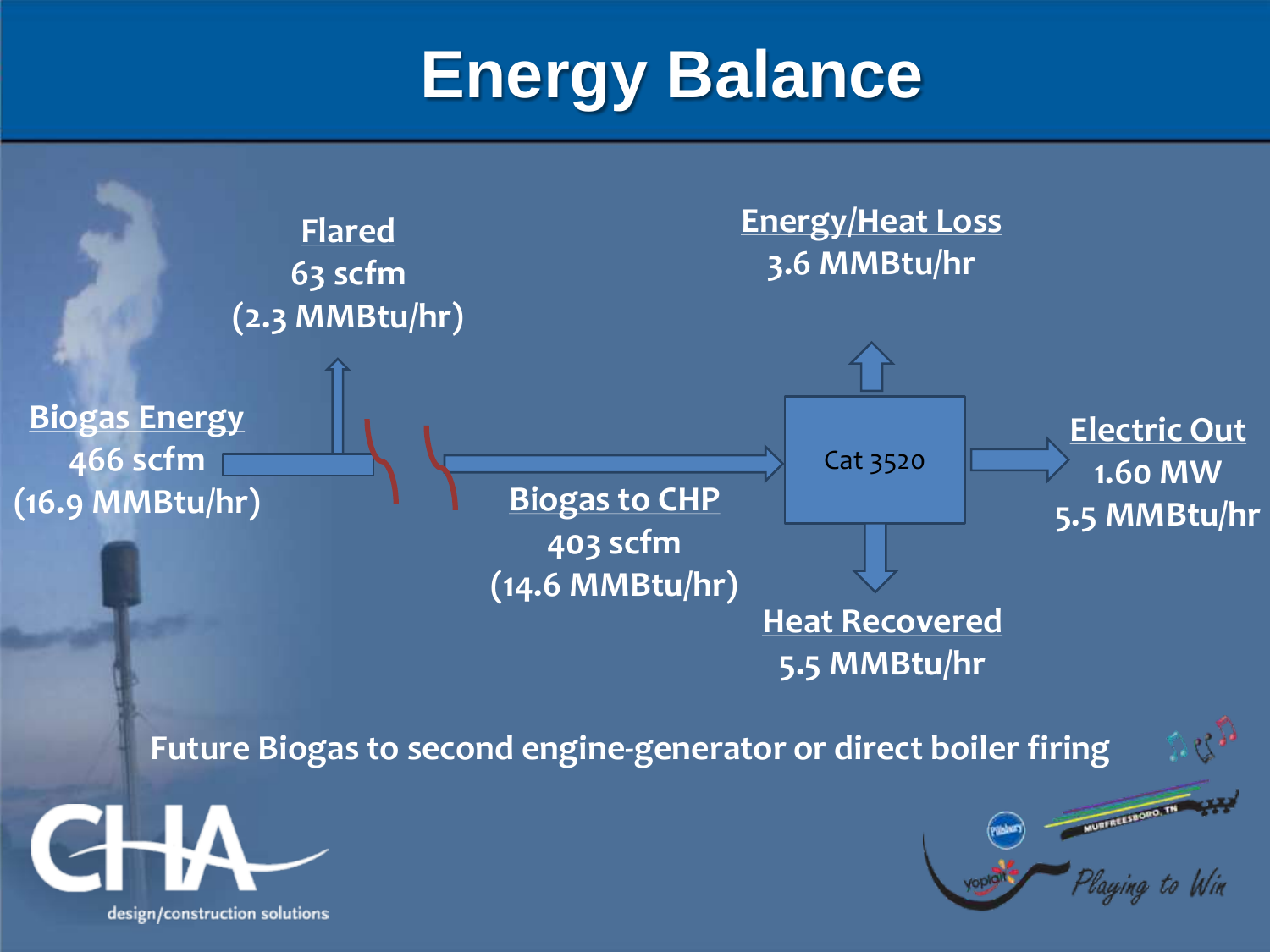# Energy Balance

**Flared**
63 scfm
(2.3 MMBtu/hr)

**Biogas Energy**
466 scfm
(16.9 MMBtu/hr)

**Biogas to CHP**
403 scfm
(14.6 MMBtu/hr)

Cat 3520

**Energy/Heat Loss**
3.6 MMBtu/hr

**Electric Out**
1.60 MW
5.5 MMBtu/hr

**Heat Recovered**
5.5 MMBtu/hr

Future Biogas to second engine-generator or direct boiler firing

CHA design/construction solutions

Murfreesboro, TN — Playing to Win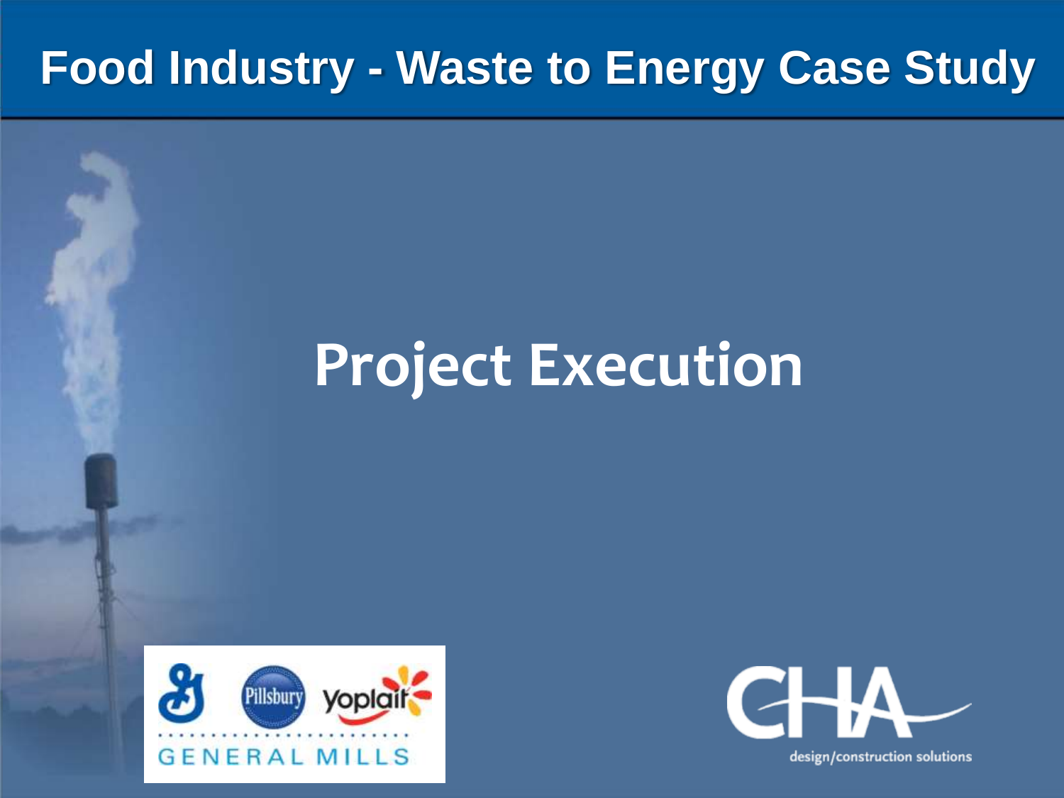# Food Industry - Waste to Energy Case Study

## Project Execution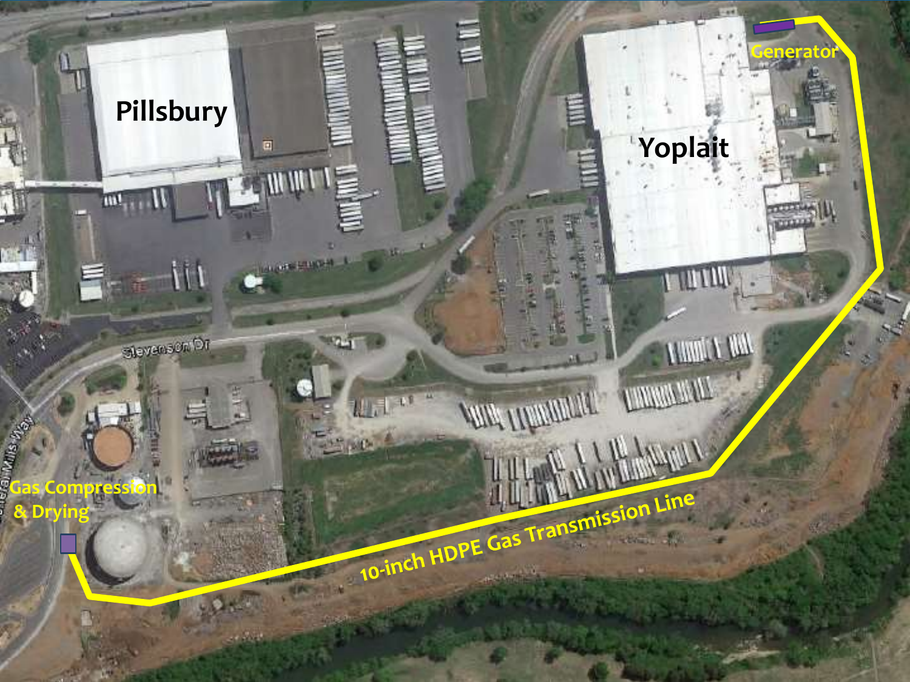Pillsbury

Yoplait

Generator

Gas Compression & Drying

10-inch HDPE Gas Transmission Line

Stevenson Dr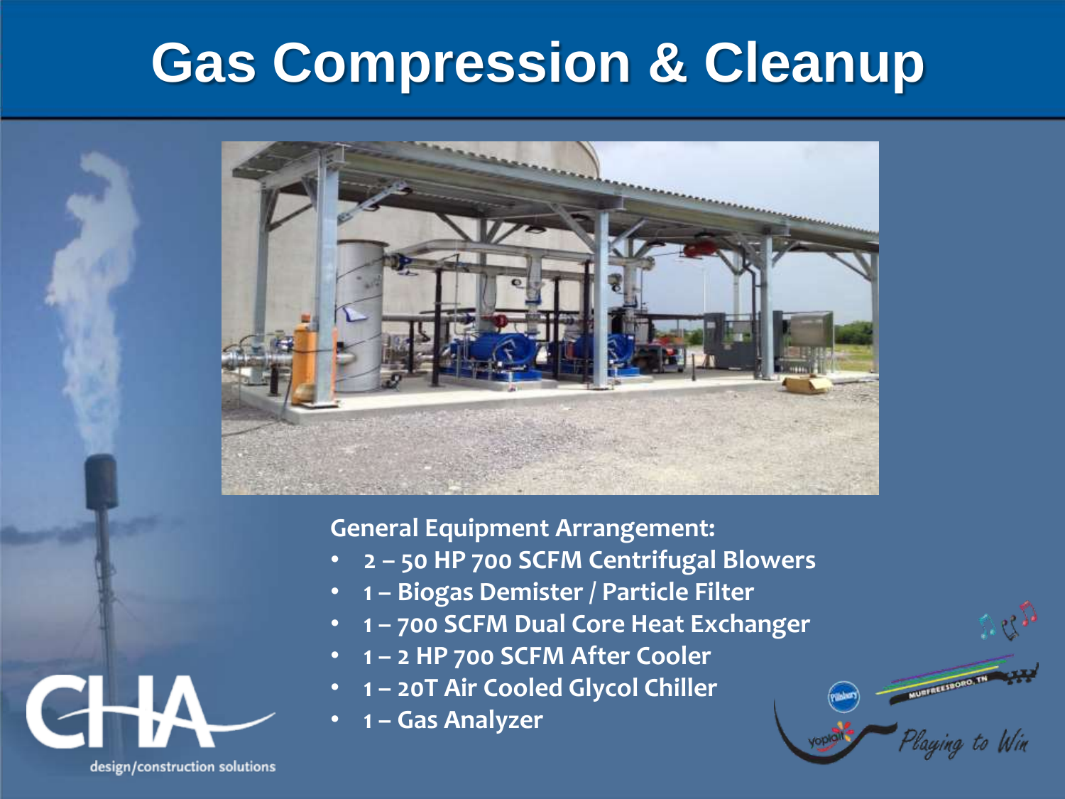# Gas Compression & Cleanup

**General Equipment Arrangement:**

- **2 – 50 HP 700 SCFM Centrifugal Blowers**
- **1 – Biogas Demister / Particle Filter**
- **1 – 700 SCFM Dual Core Heat Exchanger**
- **1 – 2 HP 700 SCFM After Cooler**
- **1 – 20T Air Cooled Glycol Chiller**
- **1 – Gas Analyzer**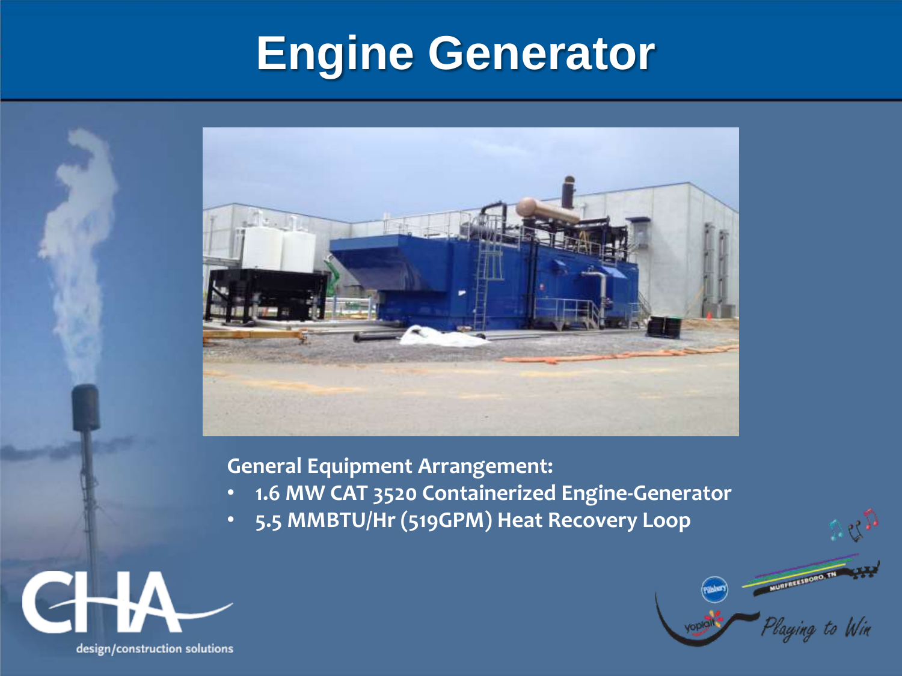# Engine Generator

**General Equipment Arrangement:**

- **1.6 MW CAT 3520 Containerized Engine-Generator**
- **5.5 MMBTU/Hr (519GPM) Heat Recovery Loop**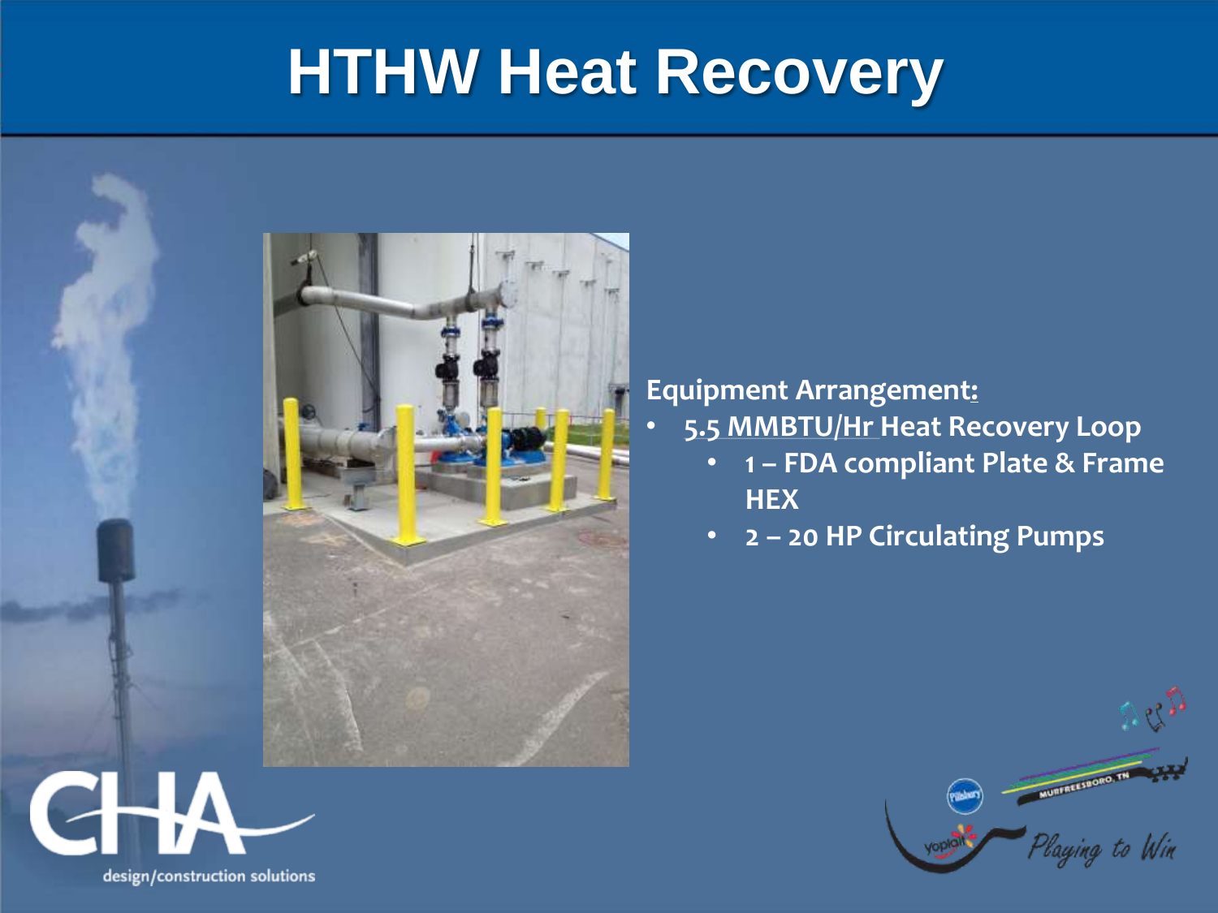# HTHW Heat Recovery

**Equipment Arrangement:**

- **5.5 MMBTU/Hr Heat Recovery Loop**
  - **1 – FDA compliant Plate & Frame HEX**
  - **2 – 20 HP Circulating Pumps**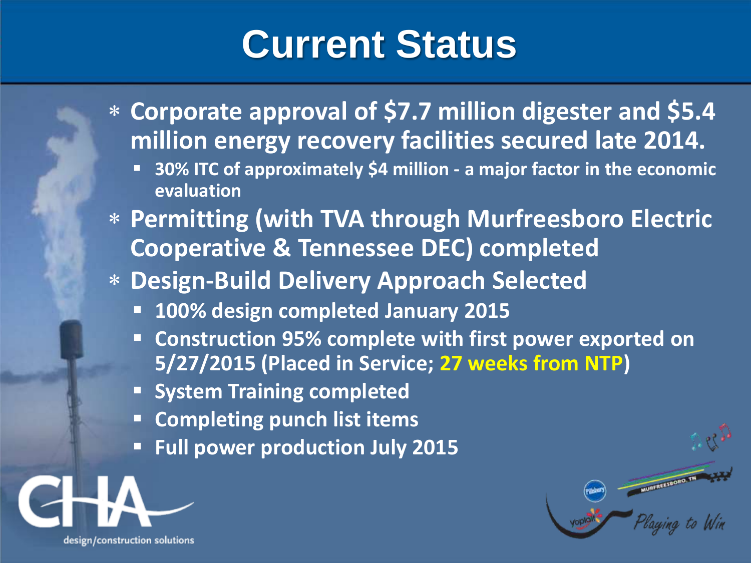# Current Status

- **Corporate approval of \$7.7 million digester and \$5.4 million energy recovery facilities secured late 2014.**
  - **30% ITC of approximately \$4 million - a major factor in the economic evaluation**
- **Permitting (with TVA through Murfreesboro Electric Cooperative & Tennessee DEC) completed**
- **Design-Build Delivery Approach Selected**
  - **100% design completed January 2015**
  - **Construction 95% complete with first power exported on 5/27/2015 (Placed in Service; 27 weeks from NTP)**
  - **System Training completed**
  - **Completing punch list items**
  - **Full power production July 2015**

CHA design/construction solutions

Murfreesboro, TN — Playing to Win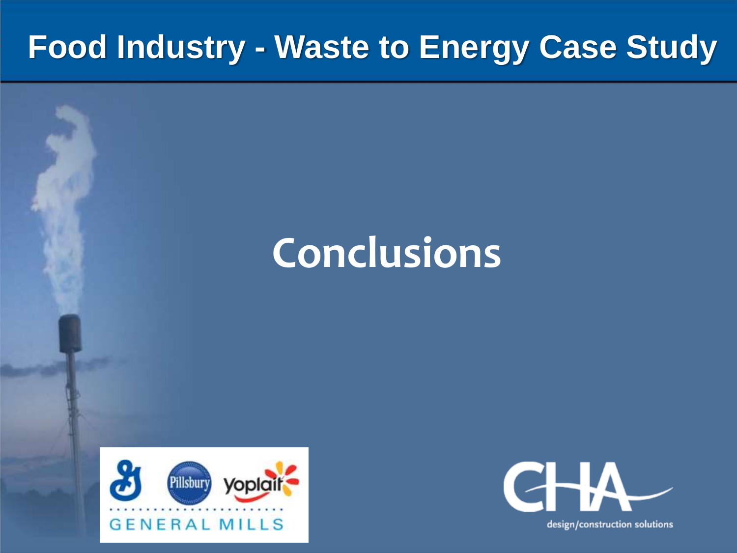# Food Industry - Waste to Energy Case Study

## Conclusions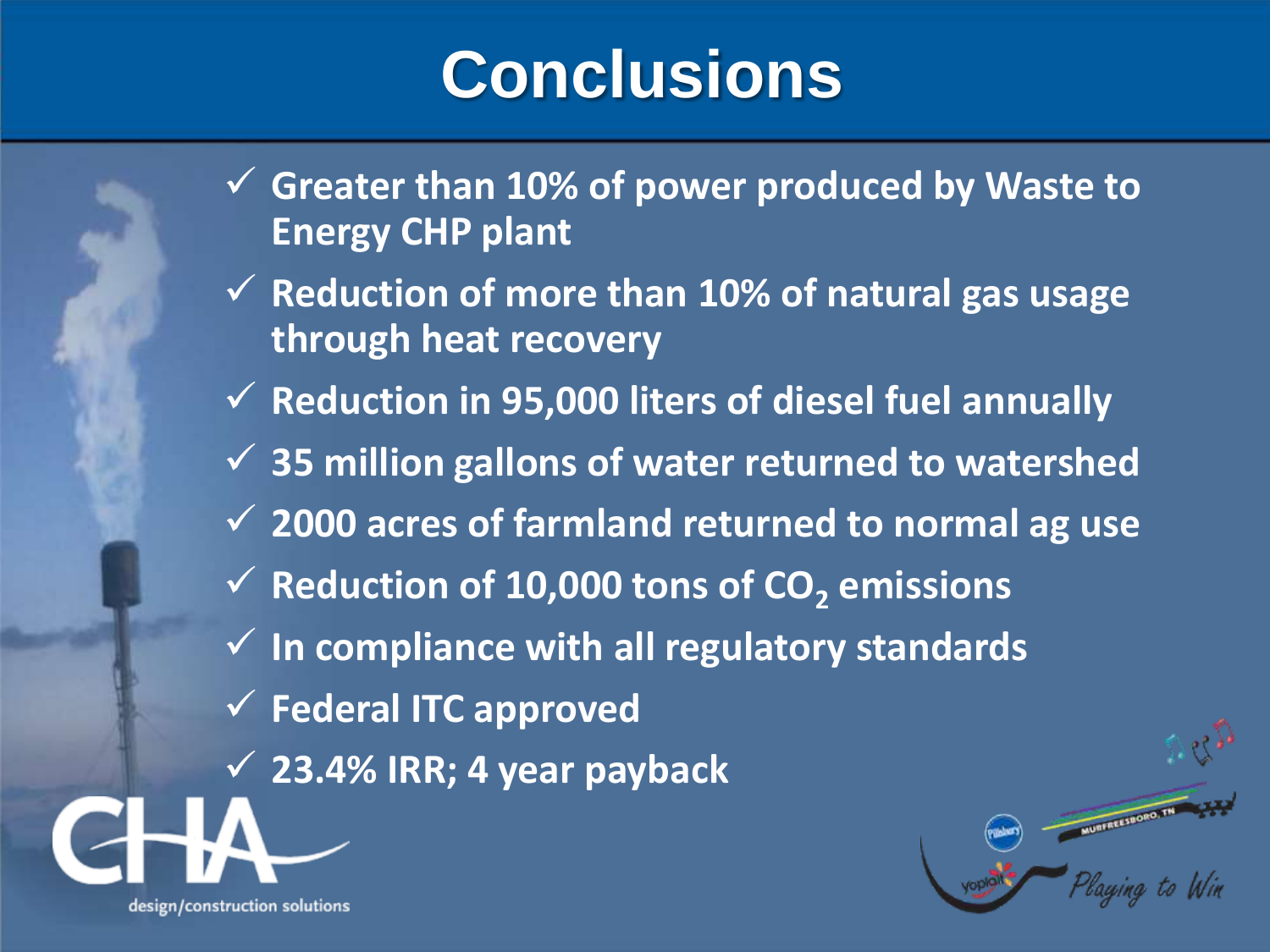# Conclusions

- ✓ Greater than 10% of power produced by Waste to Energy CHP plant
- ✓ Reduction of more than 10% of natural gas usage through heat recovery
- ✓ Reduction in 95,000 liters of diesel fuel annually
- ✓ 35 million gallons of water returned to watershed
- ✓ 2000 acres of farmland returned to normal ag use
- ✓ Reduction of 10,000 tons of $CO_2$ emissions
- ✓ In compliance with all regulatory standards
- ✓ Federal ITC approved
- ✓ 23.4% IRR; 4 year payback

CHA design/construction solutions

Murfreesboro, TN Playing to Win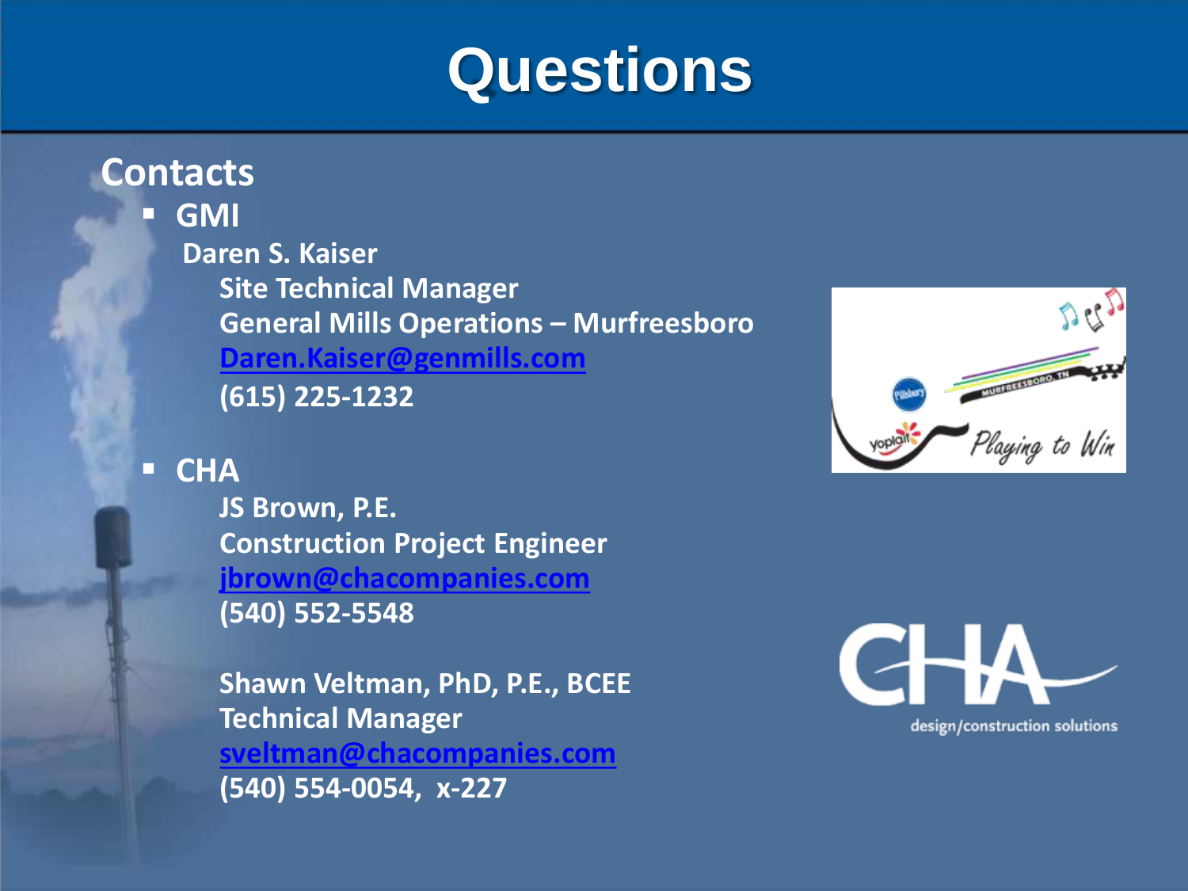# Questions

## Contacts

- **GMI**

  **Daren S. Kaiser**
  **Site Technical Manager**
  **General Mills Operations – Murfreesboro**
  **Daren.Kaiser@genmills.com**
  **(615) 225-1232**

- **CHA**

  **JS Brown, P.E.**
  **Construction Project Engineer**
  **jbrown@chacompanies.com**
  **(540) 552-5548**

  **Shawn Veltman, PhD, P.E., BCEE**
  **Technical Manager**
  **sveltman@chacompanies.com**
  **(540) 554-0054, x-227**